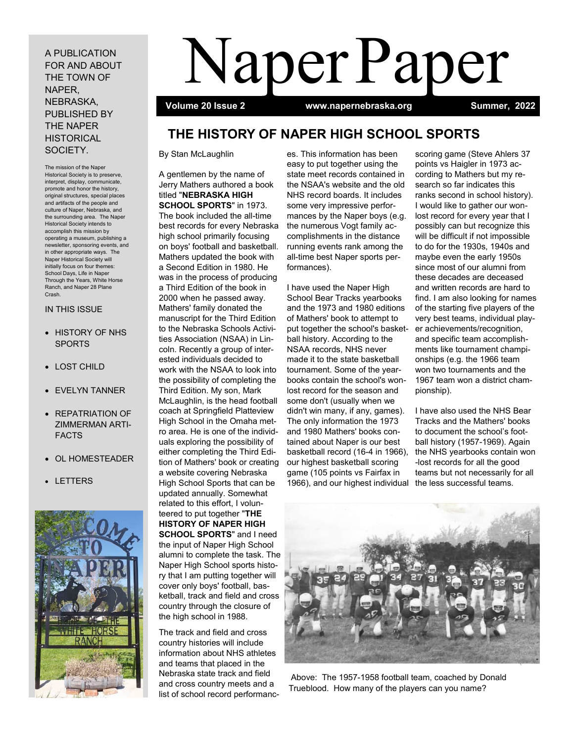# Naper Paper

**Volume 20 Issue 2** | **www.napernebraska.org** | **Summer, 2022**

A PUBLICATION FOR AND ABOUT THE TOWN OF NAPER, NEBRASKA, PUBLISHED BY THE NAPER HISTORICAL SOCIETY.

The mission of the Naper Historical Society is to preserve, interpret, display, communicate, promote and honor the history, original structures, special places and artifacts of the people and culture of Naper, Nebraska, and the surrounding area. The Naper Historical Society intends to accomplish this mission by operating a museum, publishing a newsletter, sponsoring events, and in other appropriate ways. The Naper Historical Society will initially focus on four themes: School Days, Life in Naper Through the Years, White Horse Ranch, and Naper 28 Plane Crash.

IN THIS ISSUE

- HISTORY OF NHS SPORTS
- LOST CHILD
- EVELYN TANNER
- REPATRIATION OF ZIMMERMAN ARTIFACTS
- OL HOMESTEADER
- LETTERS

## THE HISTORY OF NAPER HIGH SCHOOL SPORTS

By Stan McLaughlin

A gentlemen by the name of Jerry Mathers authored a book titled "**NEBRASKA HIGH SCHOOL SPORTS**" in 1973. The book included the all-time best records for every Nebraska high school primarily focusing on boys' football and basketball. Mathers updated the book with a Second Edition in 1980. He was in the process of producing a Third Edition of the book in 2000 when he passed away. Mathers' family donated the manuscript for the Third Edition to the Nebraska Schools Activities Association (NSAA) in Lincoln. Recently a group of interested individuals decided to work with the NSAA to look into the possibility of completing the Third Edition. My son, Mark McLaughlin, is the head football coach at Springfield Platteview High School in the Omaha metro area. He is one of the individuals exploring the possibility of either completing the Third Edition of Mathers' book or creating a website covering Nebraska High School Sports that can be updated annually. Somewhat related to this effort, I volunteered to put together "**THE HISTORY OF NAPER HIGH SCHOOL SPORTS**" and I need the input of Naper High School alumni to complete the task. The Naper High School sports history that I am putting together will cover only boys' football, basketball, track and field and cross country through the closure of the high school in 1988.

The track and field and cross country histories will include information about NHS athletes and teams that placed in the Nebraska state track and field and cross country meets and a list of school record performances. This information has been easy to put together using the state meet records contained in the NSAA's website and the old NHS record boards. It includes some very impressive performances by the Naper boys (e.g. the numerous Vogt family accomplishments in the distance running events rank among the all-time best Naper sports performances).

I have used the Naper High School Bear Tracks yearbooks and the 1973 and 1980 editions of Mathers' book to attempt to put together the school's basketball history. According to the NSAA records, NHS never made it to the state basketball tournament. Some of the yearbooks contain the school's won-lost record for the season and some don't (usually when we didn't win many, if any, games). The only information the 1973 and 1980 Mathers' books contained about Naper is our best basketball record (16-4 in 1966), our highest basketball scoring game (105 points vs Fairfax in 1966), and our highest individual scoring game (Steve Ahlers 37 points vs Haigler in 1973 according to Mathers but my research so far indicates this ranks second in school history). I would like to gather our won-lost record for every year that I possibly can but recognize this will be difficult if not impossible to do for the 1930s, 1940s and maybe even the early 1950s since most of our alumni from these decades are deceased and written records are hard to find. I am also looking for names of the starting five players of the very best teams, individual player achievements/recognition, and specific team accomplishments like tournament championships (e.g. the 1966 team won two tournaments and the 1967 team won a district championship).

I have also used the NHS Bear Tracks and the Mathers' books to document the school's football history (1957-1969). Again the NHS yearbooks contain won-lost records for all the good teams but not necessarily for all the less successful teams.

Above: The 1957-1958 football team, coached by Donald Trueblood. How many of the players can you name?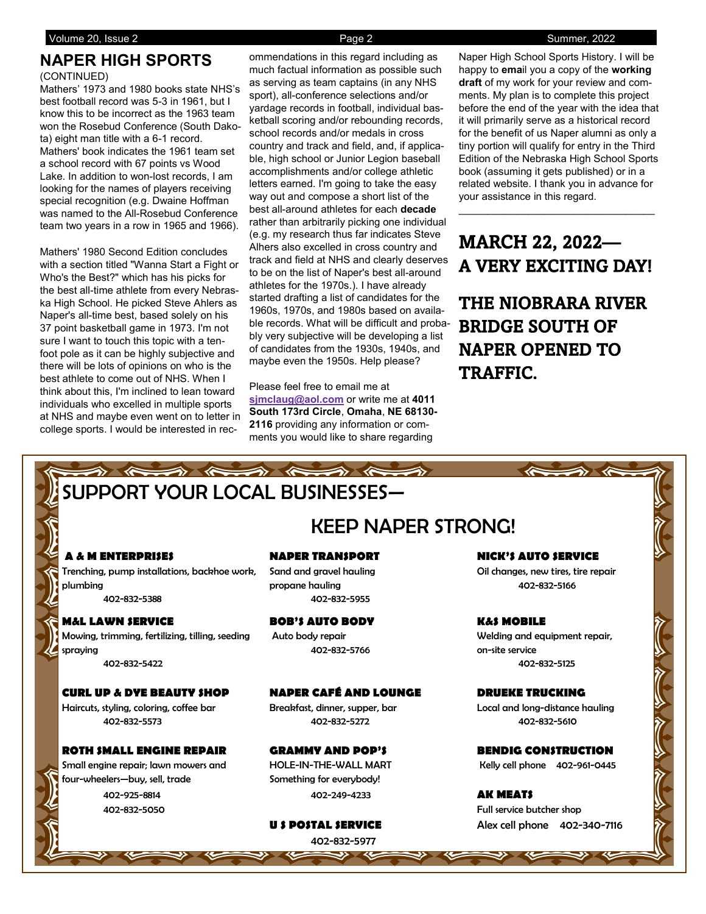## NAPER HIGH SPORTS

(CONTINUED)

Mathers' 1973 and 1980 books state NHS's best football record was 5-3 in 1961, but I know this to be incorrect as the 1963 team won the Rosebud Conference (South Dakota) eight man title with a 6-1 record. Mathers' book indicates the 1961 team set a school record with 67 points vs Wood Lake. In addition to won-lost records, I am looking for the names of players receiving special recognition (e.g. Dwaine Hoffman was named to the All-Rosebud Conference team two years in a row in 1965 and 1966).

Mathers' 1980 Second Edition concludes with a section titled "Wanna Start a Fight or Who's the Best?" which has his picks for the best all-time athlete from every Nebraska High School. He picked Steve Ahlers as Naper's all-time best, based solely on his 37 point basketball game in 1973. I'm not sure I want to touch this topic with a ten-foot pole as it can be highly subjective and there will be lots of opinions on who is the best athlete to come out of NHS. When I think about this, I'm inclined to lean toward individuals who excelled in multiple sports at NHS and maybe even went on to letter in college sports. I would be interested in recommendations in this regard including as much factual information as possible such as serving as team captains (in any NHS sport), all-conference selections and/or yardage records in football, individual basketball scoring and/or rebounding records, school records and/or medals in cross country and track and field, and, if applicable, high school or Junior Legion baseball accomplishments and/or college athletic letters earned. I'm going to take the easy way out and compose a short list of the best all-around athletes for each **decade** rather than arbitrarily picking one individual (e.g. my research thus far indicates Steve Alhers also excelled in cross country and track and field at NHS and clearly deserves to be on the list of Naper's best all-around athletes for the 1970s.). I have already started drafting a list of candidates for the 1960s, 1970s, and 1980s based on available records. What will be difficult and probably very subjective will be developing a list of candidates from the 1930s, 1940s, and maybe even the 1950s. Help please?

Please feel free to email me at sjmclaug@aol.com or write me at **4011 South 173rd Circle**, **Omaha**, **NE 68130-2116** providing any information or comments you would like to share regarding Naper High School Sports History. I will be happy to **ema**il you a copy of the **working draft** of my work for your review and comments. My plan is to complete this project before the end of the year with the idea that it will primarily serve as a historical record for the benefit of us Naper alumni as only a tiny portion will qualify for entry in the Third Edition of the Nebraska High School Sports book (assuming it gets published) or in a related website. I thank you in advance for your assistance in this regard.

---

## MARCH 22, 2022— A VERY EXCITING DAY!

## THE NIOBRARA RIVER BRIDGE SOUTH OF NAPER OPENED TO TRAFFIC.

## SUPPORT YOUR LOCAL BUSINESSES— KEEP NAPER STRONG!

**A & M ENTERPRISES**
Trenching, pump installations, backhoe work, plumbing
402-832-5388

**M&L LAWN SERVICE**
Mowing, trimming, fertilizing, tilling, seeding spraying
402-832-5422

**CURL UP & DYE BEAUTY SHOP**
Haircuts, styling, coloring, coffee bar
402-832-5573

**ROTH SMALL ENGINE REPAIR**
Small engine repair; lawn mowers and four-wheelers—buy, sell, trade
402-925-8814
402-832-5050

**NAPER TRANSPORT**
Sand and gravel hauling
propane hauling
402-832-5955

**BOB'S AUTO BODY**
Auto body repair
402-832-5766

**NAPER CAFÉ AND LOUNGE**
Breakfast, dinner, supper, bar
402-832-5272

**GRAMMY AND POP'S**
HOLE-IN-THE-WALL MART
Something for everybody!
402-249-4233

**U S POSTAL SERVICE**
402-832-5977

**NICK'S AUTO SERVICE**
Oil changes, new tires, tire repair
402-832-5166

**K&S MOBILE**
Welding and equipment repair, on-site service
402-832-5125

**DRUEKE TRUCKING**
Local and long-distance hauling
402-832-5610

**BENDIG CONSTRUCTION**
Kelly cell phone 402-961-0445

**AK MEATS**
Full service butcher shop
Alex cell phone 402-340-7116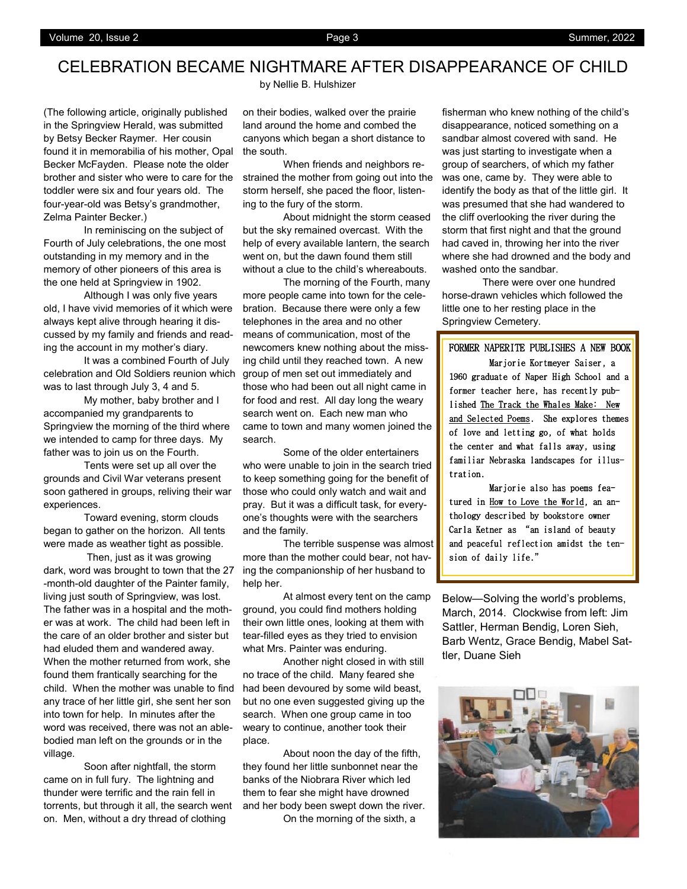# CELEBRATION BECAME NIGHTMARE AFTER DISAPPEARANCE OF CHILD

by Nellie B. Hulshizer

(The following article, originally published in the Springview Herald, was submitted by Betsy Becker Raymer. Her cousin found it in memorabilia of his mother, Opal Becker McFayden. Please note the older brother and sister who were to care for the toddler were six and four years old. The four-year-old was Betsy's grandmother, Zelma Painter Becker.)

In reminiscing on the subject of Fourth of July celebrations, the one most outstanding in my memory and in the memory of other pioneers of this area is the one held at Springview in 1902.

Although I was only five years old, I have vivid memories of it which were always kept alive through hearing it discussed by my family and friends and reading the account in my mother's diary.

It was a combined Fourth of July celebration and Old Soldiers reunion which was to last through July 3, 4 and 5.

My mother, baby brother and I accompanied my grandparents to Springview the morning of the third where we intended to camp for three days. My father was to join us on the Fourth.

Tents were set up all over the grounds and Civil War veterans present soon gathered in groups, reliving their war experiences.

Toward evening, storm clouds began to gather on the horizon. All tents were made as weather tight as possible.

Then, just as it was growing dark, word was brought to town that the 27-month-old daughter of the Painter family, living just south of Springview, was lost. The father was in a hospital and the mother was at work. The child had been left in the care of an older brother and sister but had eluded them and wandered away. When the mother returned from work, she found them frantically searching for the child. When the mother was unable to find any trace of her little girl, she sent her son into town for help. In minutes after the word was received, there was not an able-bodied man left on the grounds or in the village.

Soon after nightfall, the storm came on in full fury. The lightning and thunder were terrific and the rain fell in torrents, but through it all, the search went on. Men, without a dry thread of clothing on their bodies, walked over the prairie land around the home and combed the canyons which began a short distance to the south.

When friends and neighbors restrained the mother from going out into the storm herself, she paced the floor, listening to the fury of the storm.

About midnight the storm ceased but the sky remained overcast. With the help of every available lantern, the search went on, but the dawn found them still without a clue to the child's whereabouts.

The morning of the Fourth, many more people came into town for the celebration. Because there were only a few telephones in the area and no other means of communication, most of the newcomers knew nothing about the missing child until they reached town. A new group of men set out immediately and those who had been out all night came in for food and rest. All day long the weary search went on. Each new man who came to town and many women joined the search.

Some of the older entertainers who were unable to join in the search tried to keep something going for the benefit of those who could only watch and wait and pray. But it was a difficult task, for everyone's thoughts were with the searchers and the family.

The terrible suspense was almost more than the mother could bear, not having the companionship of her husband to help her.

At almost every tent on the camp ground, you could find mothers holding their own little ones, looking at them with tear-filled eyes as they tried to envision what Mrs. Painter was enduring.

Another night closed in with still no trace of the child. Many feared she had been devoured by some wild beast, but no one even suggested giving up the search. When one group came in too weary to continue, another took their place.

About noon the day of the fifth, they found her little sunbonnet near the banks of the Niobrara River which led them to fear she might have drowned and her body been swept down the river.

On the morning of the sixth, a fisherman who knew nothing of the child's disappearance, noticed something on a sandbar almost covered with sand. He was just starting to investigate when a group of searchers, of which my father was one, came by. They were able to identify the body as that of the little girl. It was presumed that she had wandered to the cliff overlooking the river during the storm that first night and that the ground had caved in, throwing her into the river where she had drowned and the body and washed onto the sandbar.

There were over one hundred horse-drawn vehicles which followed the little one to her resting place in the Springview Cemetery.

---

## FORMER NAPERITE PUBLISHES A NEW BOOK

Marjorie Kortmeyer Saiser, a 1960 graduate of Naper High School and a former teacher here, has recently published The Track the Whales Make: New and Selected Poems. She explores themes of love and letting go, of what holds the center and what falls away, using familiar Nebraska landscapes for illustration.

Marjorie also has poems featured in How to Love the World, an anthology described by bookstore owner Carla Ketner as "an island of beauty and peaceful reflection amidst the tension of daily life."

---

Below—Solving the world's problems, March, 2014. Clockwise from left: Jim Sattler, Herman Bendig, Loren Sieh, Barb Wentz, Grace Bendig, Mabel Sattler, Duane Sieh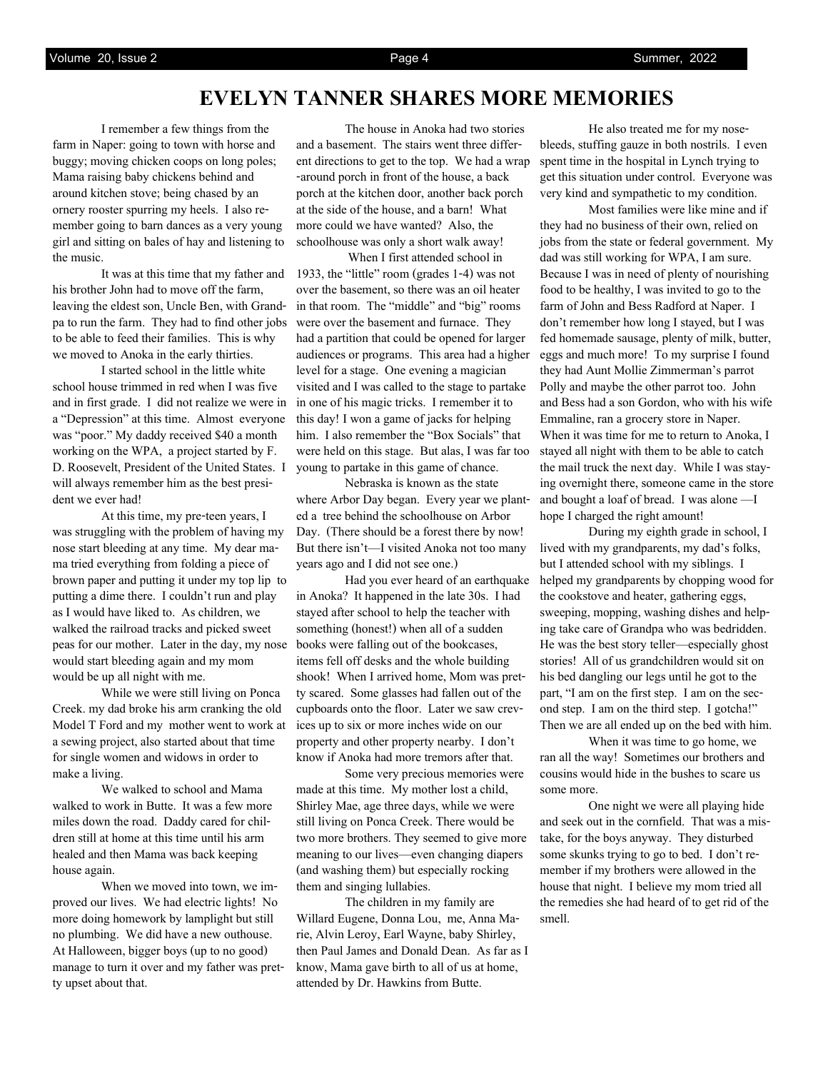# EVELYN TANNER SHARES MORE MEMORIES

I remember a few things from the farm in Naper: going to town with horse and buggy; moving chicken coops on long poles; Mama raising baby chickens behind and around kitchen stove; being chased by an ornery rooster spurring my heels. I also remember going to barn dances as a very young girl and sitting on bales of hay and listening to the music.

It was at this time that my father and his brother John had to move off the farm, leaving the eldest son, Uncle Ben, with Grandpa to run the farm. They had to find other jobs to be able to feed their families. This is why we moved to Anoka in the early thirties.

I started school in the little white school house trimmed in red when I was five and in first grade. I did not realize we were in a "Depression" at this time. Almost everyone was "poor." My daddy received $40 a month working on the WPA, a project started by F. D. Roosevelt, President of the United States. I will always remember him as the best president we ever had!

At this time, my pre-teen years, I was struggling with the problem of having my nose start bleeding at any time. My dear mama tried everything from folding a piece of brown paper and putting it under my top lip to putting a dime there. I couldn't run and play as I would have liked to. As children, we walked the railroad tracks and picked sweet peas for our mother. Later in the day, my nose would start bleeding again and my mom would be up all night with me.

While we were still living on Ponca Creek. my dad broke his arm cranking the old Model T Ford and my mother went to work at a sewing project, also started about that time for single women and widows in order to make a living.

We walked to school and Mama walked to work in Butte. It was a few more miles down the road. Daddy cared for children still at home at this time until his arm healed and then Mama was back keeping house again.

When we moved into town, we improved our lives. We had electric lights! No more doing homework by lamplight but still no plumbing. We did have a new outhouse. At Halloween, bigger boys (up to no good) manage to turn it over and my father was pretty upset about that.

The house in Anoka had two stories and a basement. The stairs went three different directions to get to the top. We had a wrap-around porch in the front of the house, a back porch at the kitchen door, another back porch at the side of the house, and a barn! What more could we have wanted? Also, the schoolhouse was only a short walk away!

When I first attended school in 1933, the "little" room (grades 1-4) was not over the basement, so there was an oil heater in that room. The "middle" and "big" rooms were over the basement and furnace. They had a partition that could be opened for larger audiences or programs. This area had a higher level for a stage. One evening a magician visited and I was called to the stage to partake in one of his magic tricks. I remember it to this day! I won a game of jacks for helping him. I also remember the "Box Socials" that were held on this stage. But alas, I was far too young to partake in this game of chance.

Nebraska is known as the state where Arbor Day began. Every year we planted a tree behind the schoolhouse on Arbor Day. (There should be a forest there by now! But there isn't—I visited Anoka not too many years ago and I did not see one.)

Had you ever heard of an earthquake in Anoka? It happened in the late 30s. I had stayed after school to help the teacher with something (honest!) when all of a sudden books were falling out of the bookcases, items fell off desks and the whole building shook! When I arrived home, Mom was pretty scared. Some glasses had fallen out of the cupboards onto the floor. Later we saw crevices up to six or more inches wide on our property and other property nearby. I don't know if Anoka had more tremors after that.

Some very precious memories were made at this time. My mother lost a child, Shirley Mae, age three days, while we were still living on Ponca Creek. There would be two more brothers. They seemed to give more meaning to our lives—even changing diapers (and washing them) but especially rocking them and singing lullabies.

The children in my family are Willard Eugene, Donna Lou, me, Anna Marie, Alvin Leroy, Earl Wayne, baby Shirley, then Paul James and Donald Dean. As far as I know, Mama gave birth to all of us at home, attended by Dr. Hawkins from Butte.

He also treated me for my nosebleeds, stuffing gauze in both nostrils. I even spent time in the hospital in Lynch trying to get this situation under control. Everyone was very kind and sympathetic to my condition.

Most families were like mine and if they had no business of their own, relied on jobs from the state or federal government. My dad was still working for WPA, I am sure. Because I was in need of plenty of nourishing food to be healthy, I was invited to go to the farm of John and Bess Radford at Naper. I don't remember how long I stayed, but I was fed homemade sausage, plenty of milk, butter, eggs and much more! To my surprise I found they had Aunt Mollie Zimmerman's parrot Polly and maybe the other parrot too. John and Bess had a son Gordon, who with his wife Emmaline, ran a grocery store in Naper. When it was time for me to return to Anoka, I stayed all night with them to be able to catch the mail truck the next day. While I was staying overnight there, someone came in the store and bought a loaf of bread. I was alone —I hope I charged the right amount!

During my eighth grade in school, I lived with my grandparents, my dad's folks, but I attended school with my siblings. I helped my grandparents by chopping wood for the cookstove and heater, gathering eggs, sweeping, mopping, washing dishes and helping take care of Grandpa who was bedridden. He was the best story teller—especially ghost stories! All of us grandchildren would sit on his bed dangling our legs until he got to the part, "I am on the first step. I am on the second step. I am on the third step. I gotcha!" Then we are all ended up on the bed with him.

When it was time to go home, we ran all the way! Sometimes our brothers and cousins would hide in the bushes to scare us some more.

One night we were all playing hide and seek out in the cornfield. That was a mistake, for the boys anyway. They disturbed some skunks trying to go to bed. I don't remember if my brothers were allowed in the house that night. I believe my mom tried all the remedies she had heard of to get rid of the smell.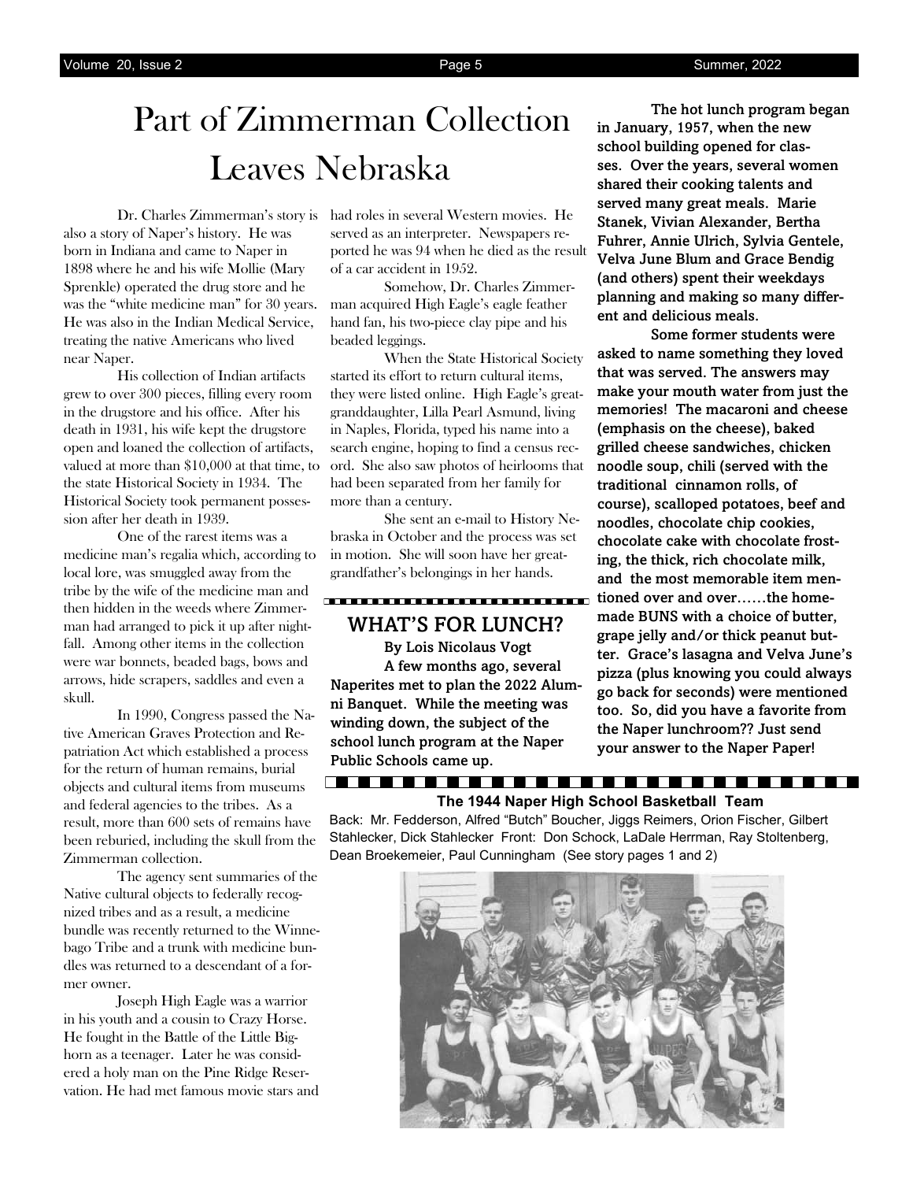# Part of Zimmerman Collection Leaves Nebraska

Dr. Charles Zimmerman's story is also a story of Naper's history. He was born in Indiana and came to Naper in 1898 where he and his wife Mollie (Mary Sprenkle) operated the drug store and he was the "white medicine man" for 30 years. He was also in the Indian Medical Service, treating the native Americans who lived near Naper.

His collection of Indian artifacts grew to over 300 pieces, filling every room in the drugstore and his office. After his death in 1931, his wife kept the drugstore open and loaned the collection of artifacts, valued at more than $10,000 at that time, to the state Historical Society in 1934. The Historical Society took permanent possession after her death in 1939.

One of the rarest items was a medicine man's regalia which, according to local lore, was smuggled away from the tribe by the wife of the medicine man and then hidden in the weeds where Zimmerman had arranged to pick it up after nightfall. Among other items in the collection were war bonnets, beaded bags, bows and arrows, hide scrapers, saddles and even a skull.

In 1990, Congress passed the Native American Graves Protection and Repatriation Act which established a process for the return of human remains, burial objects and cultural items from museums and federal agencies to the tribes. As a result, more than 600 sets of remains have been reburied, including the skull from the Zimmerman collection.

The agency sent summaries of the Native cultural objects to federally recognized tribes and as a result, a medicine bundle was recently returned to the Winnebago Tribe and a trunk with medicine bundles was returned to a descendant of a former owner.

Joseph High Eagle was a warrior in his youth and a cousin to Crazy Horse. He fought in the Battle of the Little Bighorn as a teenager. Later he was considered a holy man on the Pine Ridge Reservation. He had met famous movie stars and had roles in several Western movies. He served as an interpreter. Newspapers reported he was 94 when he died as the result of a car accident in 1952.

Somehow, Dr. Charles Zimmerman acquired High Eagle's eagle feather hand fan, his two-piece clay pipe and his beaded leggings.

When the State Historical Society started its effort to return cultural items, they were listed online. High Eagle's great-granddaughter, Lilla Pearl Asmund, living in Naples, Florida, typed his name into a search engine, hoping to find a census record. She also saw photos of heirlooms that had been separated from her family for more than a century.

She sent an e-mail to History Nebraska in October and the process was set in motion. She will soon have her great-grandfather's belongings in her hands.

## WHAT'S FOR LUNCH?

**By Lois Nicolaus Vogt**

**A few months ago, several Naperites met to plan the 2022 Alumni Banquet. While the meeting was winding down, the subject of the school lunch program at the Naper Public Schools came up.**

**The hot lunch program began in January, 1957, when the new school building opened for classes. Over the years, several women shared their cooking talents and served many great meals. Marie Stanek, Vivian Alexander, Bertha Fuhrer, Annie Ulrich, Sylvia Gentele, Velva June Blum and Grace Bendig (and others) spent their weekdays planning and making so many different and delicious meals.**

**Some former students were asked to name something they loved that was served. The answers may make your mouth water from just the memories! The macaroni and cheese (emphasis on the cheese), baked grilled cheese sandwiches, chicken noodle soup, chili (served with the traditional cinnamon rolls, of course), scalloped potatoes, beef and noodles, chocolate chip cookies, chocolate cake with chocolate frosting, the thick, rich chocolate milk, and the most memorable item mentioned over and over……the homemade BUNS with a choice of butter, grape jelly and/or thick peanut butter. Grace's lasagna and Velva June's pizza (plus knowing you could always go back for seconds) were mentioned too. So, did you have a favorite from the Naper lunchroom?? Just send your answer to the Naper Paper!**

**The 1944 Naper High School Basketball Team**

Back: Mr. Fedderson, Alfred "Butch" Boucher, Jiggs Reimers, Orion Fischer, Gilbert Stahlecker, Dick Stahlecker Front: Don Schock, LaDale Herrman, Ray Stoltenberg, Dean Broekemeier, Paul Cunningham (See story pages 1 and 2)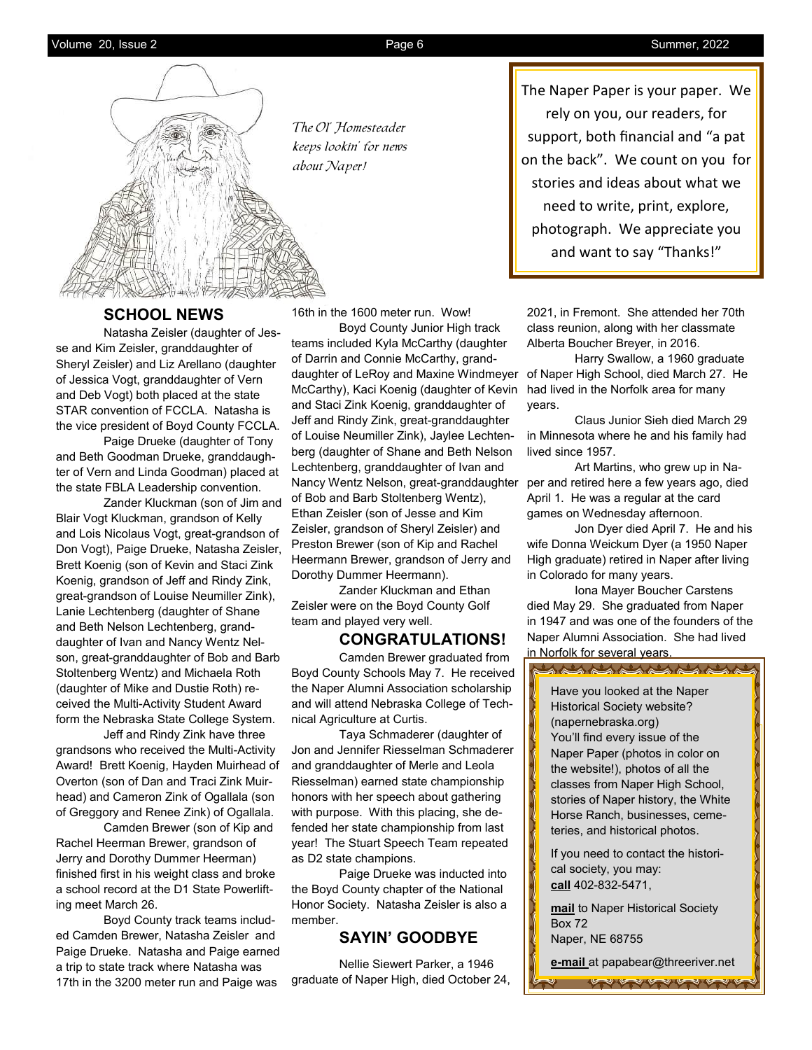*The Ol' Homesteader keeps lookin' for news about Naper!*

The Naper Paper is your paper. We rely on you, our readers, for support, both financial and "a pat on the back". We count on you for stories and ideas about what we need to write, print, explore, photograph. We appreciate you and want to say "Thanks!"

## SCHOOL NEWS

Natasha Zeisler (daughter of Jesse and Kim Zeisler, granddaughter of Sheryl Zeisler) and Liz Arellano (daughter of Jessica Vogt, granddaughter of Vern and Deb Vogt) both placed at the state STAR convention of FCCLA. Natasha is the vice president of Boyd County FCCLA.

Paige Drueke (daughter of Tony and Beth Goodman Drueke, granddaughter of Vern and Linda Goodman) placed at the state FBLA Leadership convention.

Zander Kluckman (son of Jim and Blair Vogt Kluckman, grandson of Kelly and Lois Nicolaus Vogt, great-grandson of Don Vogt), Paige Drueke, Natasha Zeisler, Brett Koenig (son of Kevin and Staci Zink Koenig, grandson of Jeff and Rindy Zink, great-grandson of Louise Neumiller Zink), Lanie Lechtenberg (daughter of Shane and Beth Nelson Lechtenberg, granddaughter of Ivan and Nancy Wentz Nelson, great-granddaughter of Bob and Barb Stoltenberg Wentz) and Michaela Roth (daughter of Mike and Dustie Roth) received the Multi-Activity Student Award form the Nebraska State College System.

Jeff and Rindy Zink have three grandsons who received the Multi-Activity Award! Brett Koenig, Hayden Muirhead of Overton (son of Dan and Traci Zink Muirhead) and Cameron Zink of Ogallala (son of Greggory and Renee Zink) of Ogallala.

Camden Brewer (son of Kip and Rachel Heerman Brewer, grandson of Jerry and Dorothy Dummer Heerman) finished first in his weight class and broke a school record at the D1 State Powerlifting meet March 26.

Boyd County track teams included Camden Brewer, Natasha Zeisler and Paige Drueke. Natasha and Paige earned a trip to state track where Natasha was 17th in the 3200 meter run and Paige was 16th in the 1600 meter run. Wow!

Boyd County Junior High track teams included Kyla McCarthy (daughter of Darrin and Connie McCarthy, granddaughter of LeRoy and Maxine Windmeyer McCarthy), Kaci Koenig (daughter of Kevin and Staci Zink Koenig, granddaughter of Jeff and Rindy Zink, great-granddaughter of Louise Neumiller Zink), Jaylee Lechtenberg (daughter of Shane and Beth Nelson Lechtenberg, granddaughter of Ivan and Nancy Wentz Nelson, great-granddaughter of Bob and Barb Stoltenberg Wentz), Ethan Zeisler (son of Jesse and Kim Zeisler, grandson of Sheryl Zeisler) and Preston Brewer (son of Kip and Rachel Heermann Brewer, grandson of Jerry and Dorothy Dummer Heermann).

Zander Kluckman and Ethan Zeisler were on the Boyd County Golf team and played very well.

## CONGRATULATIONS!

Camden Brewer graduated from Boyd County Schools May 7. He received the Naper Alumni Association scholarship and will attend Nebraska College of Technical Agriculture at Curtis.

Taya Schmaderer (daughter of Jon and Jennifer Riesselman Schmaderer and granddaughter of Merle and Leola Riesselman) earned state championship honors with her speech about gathering with purpose. With this placing, she defended her state championship from last year! The Stuart Speech Team repeated as D2 state champions.

Paige Drueke was inducted into the Boyd County chapter of the National Honor Society. Natasha Zeisler is also a member.

## SAYIN' GOODBYE

Nellie Siewert Parker, a 1946 graduate of Naper High, died October 24, 2021, in Fremont. She attended her 70th class reunion, along with her classmate Alberta Boucher Breyer, in 2016.

Harry Swallow, a 1960 graduate of Naper High School, died March 27. He had lived in the Norfolk area for many years.

Claus Junior Sieh died March 29 in Minnesota where he and his family had lived since 1957.

Art Martins, who grew up in Naper and retired here a few years ago, died April 1. He was a regular at the card games on Wednesday afternoon.

Jon Dyer died April 7. He and his wife Donna Weickum Dyer (a 1950 Naper High graduate) retired in Naper after living in Colorado for many years.

Iona Mayer Boucher Carstens died May 29. She graduated from Naper in 1947 and was one of the founders of the Naper Alumni Association. She had lived in Norfolk for several years.

Have you looked at the Naper Historical Society website? (napernebraska.org) You'll find every issue of the Naper Paper (photos in color on the website!), photos of all the classes from Naper High School, stories of Naper history, the White Horse Ranch, businesses, cemeteries, and historical photos.

If you need to contact the historical society, you may:
**call** 402-832-5471,

**mail** to Naper Historical Society
Box 72
Naper, NE 68755

**e-mail** at papabear@threeriver.net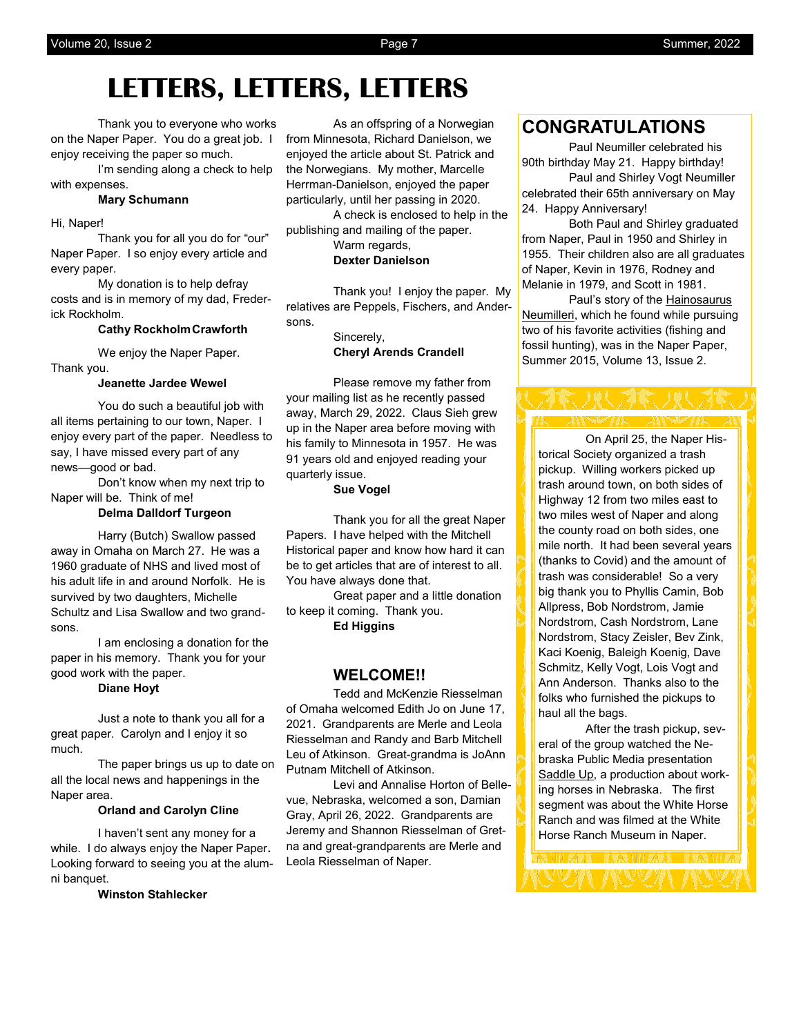# LETTERS, LETTERS, LETTERS

Thank you to everyone who works on the Naper Paper. You do a great job. I enjoy receiving the paper so much.

I'm sending along a check to help with expenses.

**Mary Schumann**

Hi, Naper!

Thank you for all you do for "our" Naper Paper. I so enjoy every article and every paper.

My donation is to help defray costs and is in memory of my dad, Frederick Rockholm.

**Cathy Rockholm Crawforth**

We enjoy the Naper Paper. Thank you.

**Jeanette Jardee Wewel**

You do such a beautiful job with all items pertaining to our town, Naper. I enjoy every part of the paper. Needless to say, I have missed every part of any news—good or bad.

Don't know when my next trip to Naper will be. Think of me!

**Delma Dalldorf Turgeon**

Harry (Butch) Swallow passed away in Omaha on March 27. He was a 1960 graduate of NHS and lived most of his adult life in and around Norfolk. He is survived by two daughters, Michelle Schultz and Lisa Swallow and two grandsons.

I am enclosing a donation for the paper in his memory. Thank you for your good work with the paper.

**Diane Hoyt**

Just a note to thank you all for a great paper. Carolyn and I enjoy it so much.

The paper brings us up to date on all the local news and happenings in the Naper area.

**Orland and Carolyn Cline**

I haven't sent any money for a while. I do always enjoy the Naper Paper. Looking forward to seeing you at the alumni banquet.

**Winston Stahlecker**

As an offspring of a Norwegian from Minnesota, Richard Danielson, we enjoyed the article about St. Patrick and the Norwegians. My mother, Marcelle Herrman-Danielson, enjoyed the paper particularly, until her passing in 2020.

A check is enclosed to help in the publishing and mailing of the paper.

Warm regards,

**Dexter Danielson**

Thank you! I enjoy the paper. My relatives are Peppels, Fischers, and Andersons.

Sincerely,

**Cheryl Arends Crandell**

Please remove my father from your mailing list as he recently passed away, March 29, 2022. Claus Sieh grew up in the Naper area before moving with his family to Minnesota in 1957. He was 91 years old and enjoyed reading your quarterly issue.

**Sue Vogel**

Thank you for all the great Naper Papers. I have helped with the Mitchell Historical paper and know how hard it can be to get articles that are of interest to all. You have always done that.

Great paper and a little donation to keep it coming. Thank you.

**Ed Higgins**

## WELCOME!!

Tedd and McKenzie Riesselman of Omaha welcomed Edith Jo on June 17, 2021. Grandparents are Merle and Leola Riesselman and Randy and Barb Mitchell Leu of Atkinson. Great-grandma is JoAnn Putnam Mitchell of Atkinson.

Levi and Annalise Horton of Bellevue, Nebraska, welcomed a son, Damian Gray, April 26, 2022. Grandparents are Jeremy and Shannon Riesselman of Gretna and great-grandparents are Merle and Leola Riesselman of Naper.

## CONGRATULATIONS

Paul Neumiller celebrated his 90th birthday May 21. Happy birthday!

Paul and Shirley Vogt Neumiller celebrated their 65th anniversary on May 24. Happy Anniversary!

Both Paul and Shirley graduated from Naper, Paul in 1950 and Shirley in 1955. Their children also are all graduates of Naper, Kevin in 1976, Rodney and Melanie in 1979, and Scott in 1981.

Paul's story of the Hainosaurus Neumilleri, which he found while pursuing two of his favorite activities (fishing and fossil hunting), was in the Naper Paper, Summer 2015, Volume 13, Issue 2.

On April 25, the Naper Historical Society organized a trash pickup. Willing workers picked up trash around town, on both sides of Highway 12 from two miles east to two miles west of Naper and along the county road on both sides, one mile north. It had been several years (thanks to Covid) and the amount of trash was considerable! So a very big thank you to Phyllis Camin, Bob Allpress, Bob Nordstrom, Jamie Nordstrom, Cash Nordstrom, Lane Nordstrom, Stacy Zeisler, Bev Zink, Kaci Koenig, Baleigh Koenig, Dave Schmitz, Kelly Vogt, Lois Vogt and Ann Anderson. Thanks also to the folks who furnished the pickups to haul all the bags.

After the trash pickup, several of the group watched the Nebraska Public Media presentation Saddle Up, a production about working horses in Nebraska. The first segment was about the White Horse Ranch and was filmed at the White Horse Ranch Museum in Naper.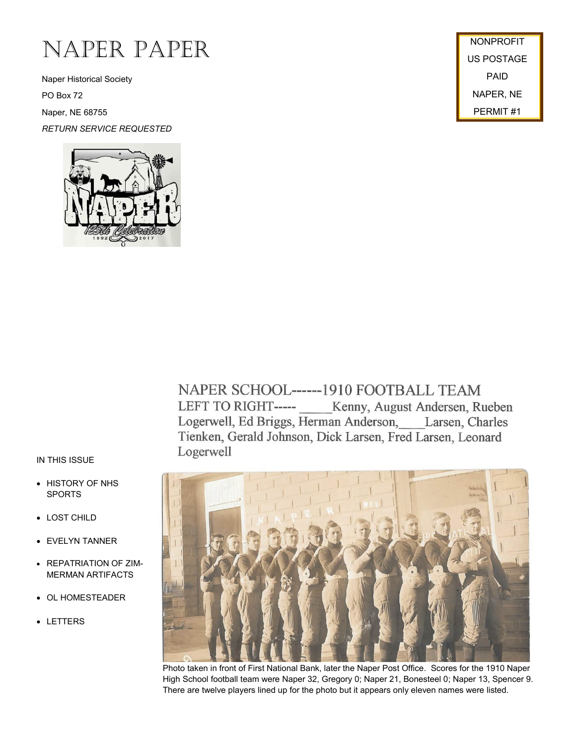# NAPER PAPER

Naper Historical Society

PO Box 72

Naper, NE 68755

*RETURN SERVICE REQUESTED*

NONPROFIT
US POSTAGE
PAID
NAPER, NE
PERMIT #1

IN THIS ISSUE

- HISTORY OF NHS SPORTS
- LOST CHILD
- EVELYN TANNER
- REPATRIATION OF ZIMMERMAN ARTIFACTS
- OL HOMESTEADER
- LETTERS

## NAPER SCHOOL------1910 FOOTBALL TEAM

LEFT TO RIGHT----- _____Kenny, August Andersen, Rueben Logerwell, Ed Briggs, Herman Anderson, ____Larsen, Charles Tienken, Gerald Johnson, Dick Larsen, Fred Larsen, Leonard Logerwell

Photo taken in front of First National Bank, later the Naper Post Office. Scores for the 1910 Naper High School football team were Naper 32, Gregory 0; Naper 21, Bonesteel 0; Naper 13, Spencer 9. There are twelve players lined up for the photo but it appears only eleven names were listed.